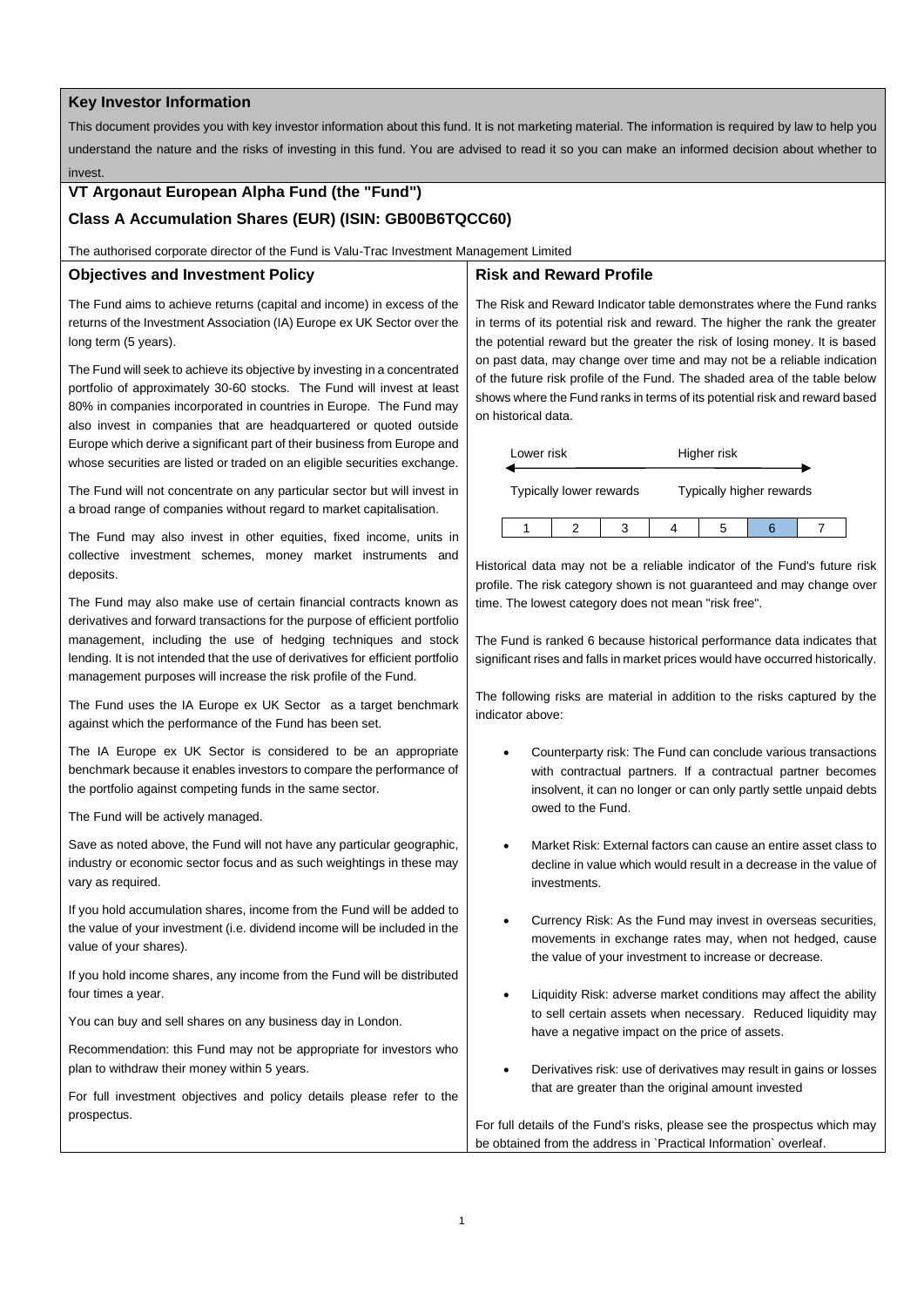## Key Investor Information

This document provides you with key investor information about this fund. It is not marketing material. The information is required by law to help you understand the nature and the risks of investing in this fund. You are advised to read it so you can make an informed decision about whether to invest.

# VT Argonaut European Alpha Fund (the "Fund")

## Class A Accumulation Shares (EUR) (ISIN: GB00B6TQCC60)

The authorised corporate director of the Fund is Valu-Trac Investment Management Limited

### Objectives and Investment Policy

The Fund aims to achieve returns (capital and income) in excess of the returns of the Investment Association (IA) Europe ex UK Sector over the long term (5 years).

The Fund will seek to achieve its objective by investing in a concentrated portfolio of approximately 30-60 stocks. The Fund will invest at least 80% in companies incorporated in countries in Europe. The Fund may also invest in companies that are headquartered or quoted outside Europe which derive a significant part of their business from Europe and whose securities are listed or traded on an eligible securities exchange.

The Fund will not concentrate on any particular sector but will invest in a broad range of companies without regard to market capitalisation.

The Fund may also invest in other equities, fixed income, units in collective investment schemes, money market instruments and deposits.

The Fund may also make use of certain financial contracts known as derivatives and forward transactions for the purpose of efficient portfolio management, including the use of hedging techniques and stock lending. It is not intended that the use of derivatives for efficient portfolio management purposes will increase the risk profile of the Fund.

The Fund uses the IA Europe ex UK Sector as a target benchmark against which the performance of the Fund has been set.

The IA Europe ex UK Sector is considered to be an appropriate benchmark because it enables investors to compare the performance of the portfolio against competing funds in the same sector.

The Fund will be actively managed.

Save as noted above, the Fund will not have any particular geographic, industry or economic sector focus and as such weightings in these may vary as required.

If you hold accumulation shares, income from the Fund will be added to the value of your investment (i.e. dividend income will be included in the value of your shares).

If you hold income shares, any income from the Fund will be distributed four times a year.

You can buy and sell shares on any business day in London.

Recommendation: this Fund may not be appropriate for investors who plan to withdraw their money within 5 years.

For full investment objectives and policy details please refer to the prospectus.

### Risk and Reward Profile

The Risk and Reward Indicator table demonstrates where the Fund ranks in terms of its potential risk and reward. The higher the rank the greater the potential reward but the greater the risk of losing money. It is based on past data, may change over time and may not be a reliable indication of the future risk profile of the Fund. The shaded area of the table below shows where the Fund ranks in terms of its potential risk and reward based on historical data.

Lower risk ← → Higher risk

Typically lower rewards — Typically higher rewards

| 1 | 2 | 3 | 4 | 5 | **6** | 7 |
|---|---|---|---|---|---|---|

Historical data may not be a reliable indicator of the Fund's future risk profile. The risk category shown is not guaranteed and may change over time. The lowest category does not mean "risk free".

The Fund is ranked 6 because historical performance data indicates that significant rises and falls in market prices would have occurred historically.

The following risks are material in addition to the risks captured by the indicator above:

- Counterparty risk: The Fund can conclude various transactions with contractual partners. If a contractual partner becomes insolvent, it can no longer or can only partly settle unpaid debts owed to the Fund.
- Market Risk: External factors can cause an entire asset class to decline in value which would result in a decrease in the value of investments.
- Currency Risk: As the Fund may invest in overseas securities, movements in exchange rates may, when not hedged, cause the value of your investment to increase or decrease.
- Liquidity Risk: adverse market conditions may affect the ability to sell certain assets when necessary. Reduced liquidity may have a negative impact on the price of assets.
- Derivatives risk: use of derivatives may result in gains or losses that are greater than the original amount invested

For full details of the Fund's risks, please see the prospectus which may be obtained from the address in `Practical Information` overleaf.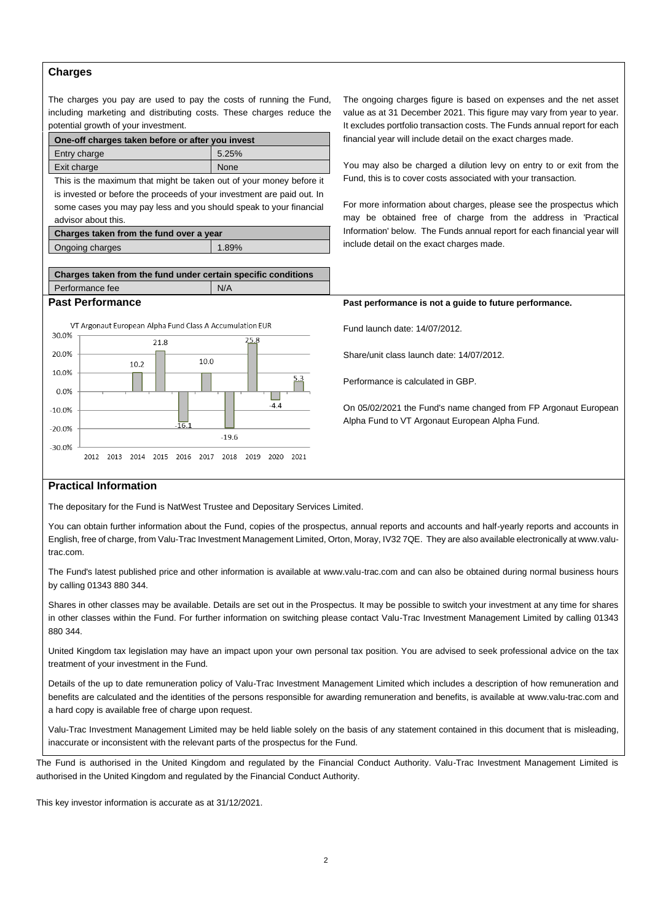## Charges

The charges you pay are used to pay the costs of running the Fund, including marketing and distributing costs. These charges reduce the potential growth of your investment.

| One-off charges taken before or after you invest | |
|---|---|
| Entry charge | 5.25% |
| Exit charge | None |

This is the maximum that might be taken out of your money before it is invested or before the proceeds of your investment are paid out. In some cases you may pay less and you should speak to your financial advisor about this.

| Charges taken from the fund over a year | |
|---|---|
| Ongoing charges | 1.89% |

| Charges taken from the fund under certain specific conditions | |
|---|---|
| Performance fee | N/A |

The ongoing charges figure is based on expenses and the net asset value as at 31 December 2021. This figure may vary from year to year. It excludes portfolio transaction costs. The Funds annual report for each financial year will include detail on the exact charges made.

You may also be charged a dilution levy on entry to or exit from the Fund, this is to cover costs associated with your transaction.

For more information about charges, please see the prospectus which may be obtained free of charge from the address in 'Practical Information' below. The Funds annual report for each financial year will include detail on the exact charges made.

## Past Performance

VT Argonaut European Alpha Fund Class A Accumulation EUR

30.0%
20.0%
10.0%
0.0%
-10.0%
-20.0%
-30.0%

10.2
21.8
-16.1
10.0
-19.6
25.8
-4.4
5.3

2012 2013 2014 2015 2016 2017 2018 2019 2020 2021

**Past performance is not a guide to future performance.**

Fund launch date: 14/07/2012.

Share/unit class launch date: 14/07/2012.

Performance is calculated in GBP.

On 05/02/2021 the Fund's name changed from FP Argonaut European Alpha Fund to VT Argonaut European Alpha Fund.

## Practical Information

The depositary for the Fund is NatWest Trustee and Depositary Services Limited.

You can obtain further information about the Fund, copies of the prospectus, annual reports and accounts and half-yearly reports and accounts in English, free of charge, from Valu-Trac Investment Management Limited, Orton, Moray, IV32 7QE. They are also available electronically at www.valu-trac.com.

The Fund's latest published price and other information is available at www.valu-trac.com and can also be obtained during normal business hours by calling 01343 880 344.

Shares in other classes may be available. Details are set out in the Prospectus. It may be possible to switch your investment at any time for shares in other classes within the Fund. For further information on switching please contact Valu-Trac Investment Management Limited by calling 01343 880 344.

United Kingdom tax legislation may have an impact upon your own personal tax position. You are advised to seek professional advice on the tax treatment of your investment in the Fund.

Details of the up to date remuneration policy of Valu-Trac Investment Management Limited which includes a description of how remuneration and benefits are calculated and the identities of the persons responsible for awarding remuneration and benefits, is available at www.valu-trac.com and a hard copy is available free of charge upon request.

Valu-Trac Investment Management Limited may be held liable solely on the basis of any statement contained in this document that is misleading, inaccurate or inconsistent with the relevant parts of the prospectus for the Fund.

The Fund is authorised in the United Kingdom and regulated by the Financial Conduct Authority. Valu-Trac Investment Management Limited is authorised in the United Kingdom and regulated by the Financial Conduct Authority.

This key investor information is accurate as at 31/12/2021.